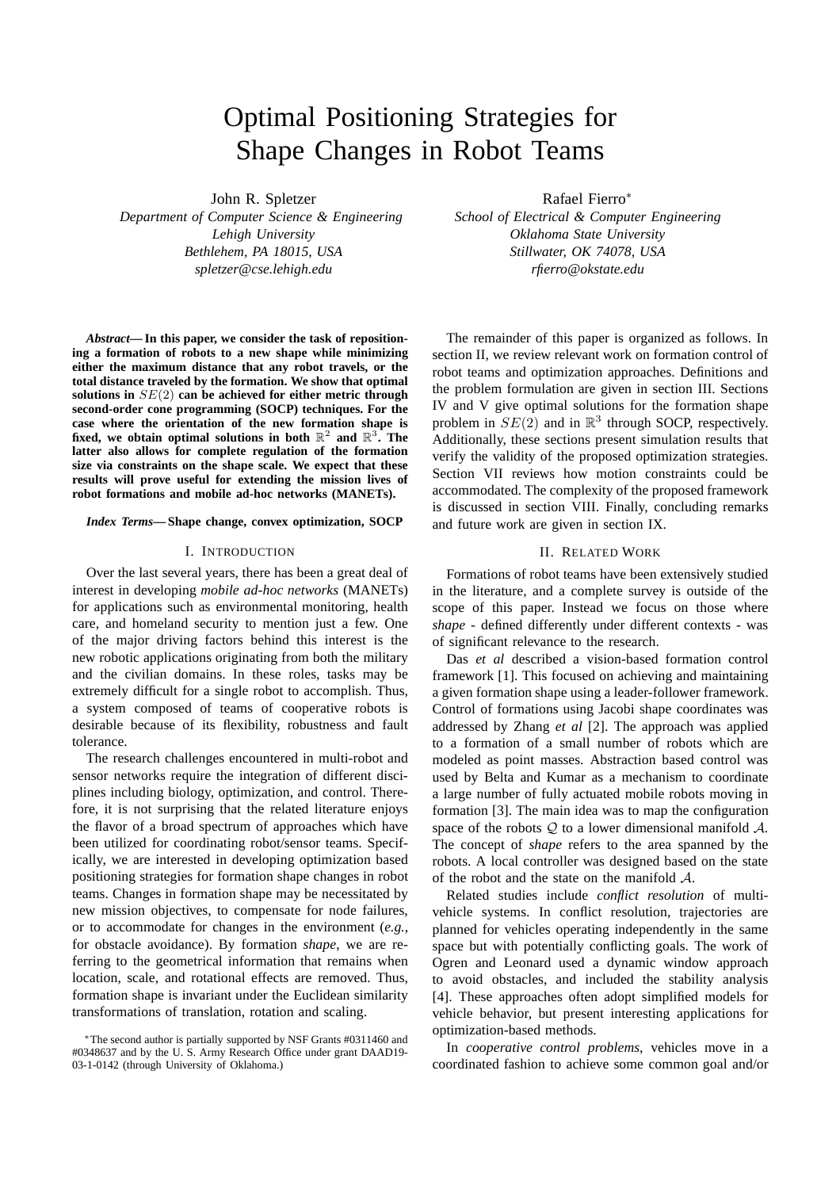# Optimal Positioning Strategies for Shape Changes in Robot Teams

John R. Spletzer
*Department of Computer Science & Engineering*
*Lehigh University*
*Bethlehem, PA 18015, USA*
*spletzer@cse.lehigh.edu*

Rafael Fierro*
*School of Electrical & Computer Engineering*
*Oklahoma State University*
*Stillwater, OK 74078, USA*
*rfierro@okstate.edu*

***Abstract*— In this paper, we consider the task of repositioning a formation of robots to a new shape while minimizing either the maximum distance that any robot travels, or the total distance traveled by the formation. We show that optimal solutions in $SE(2)$ can be achieved for either metric through second-order cone programming (SOCP) techniques. For the case where the orientation of the new formation shape is fixed, we obtain optimal solutions in both $\mathbb{R}^2$ and $\mathbb{R}^3$. The latter also allows for complete regulation of the formation size via constraints on the shape scale. We expect that these results will prove useful for extending the mission lives of robot formations and mobile ad-hoc networks (MANETs).**

***Index Terms*— Shape change, convex optimization, SOCP**

## I. Introduction

Over the last several years, there has been a great deal of interest in developing *mobile ad-hoc networks* (MANETs) for applications such as environmental monitoring, health care, and homeland security to mention just a few. One of the major driving factors behind this interest is the new robotic applications originating from both the military and the civilian domains. In these roles, tasks may be extremely difficult for a single robot to accomplish. Thus, a system composed of teams of cooperative robots is desirable because of its flexibility, robustness and fault tolerance.

The research challenges encountered in multi-robot and sensor networks require the integration of different disciplines including biology, optimization, and control. Therefore, it is not surprising that the related literature enjoys the flavor of a broad spectrum of approaches which have been utilized for coordinating robot/sensor teams. Specifically, we are interested in developing optimization based positioning strategies for formation shape changes in robot teams. Changes in formation shape may be necessitated by new mission objectives, to compensate for node failures, or to accommodate for changes in the environment (*e.g.*, for obstacle avoidance). By formation *shape*, we are referring to the geometrical information that remains when location, scale, and rotational effects are removed. Thus, formation shape is invariant under the Euclidean similarity transformations of translation, rotation and scaling.

*The second author is partially supported by NSF Grants #0311460 and #0348637 and by the U. S. Army Research Office under grant DAAD19-03-1-0142 (through University of Oklahoma.)

The remainder of this paper is organized as follows. In section II, we review relevant work on formation control of robot teams and optimization approaches. Definitions and the problem formulation are given in section III. Sections IV and V give optimal solutions for the formation shape problem in $SE(2)$ and in $\mathbb{R}^3$ through SOCP, respectively. Additionally, these sections present simulation results that verify the validity of the proposed optimization strategies. Section VII reviews how motion constraints could be accommodated. The complexity of the proposed framework is discussed in section VIII. Finally, concluding remarks and future work are given in section IX.

## II. Related Work

Formations of robot teams have been extensively studied in the literature, and a complete survey is outside of the scope of this paper. Instead we focus on those where *shape* - defined differently under different contexts - was of significant relevance to the research.

Das *et al* described a vision-based formation control framework [1]. This focused on achieving and maintaining a given formation shape using a leader-follower framework. Control of formations using Jacobi shape coordinates was addressed by Zhang *et al* [2]. The approach was applied to a formation of a small number of robots which are modeled as point masses. Abstraction based control was used by Belta and Kumar as a mechanism to coordinate a large number of fully actuated mobile robots moving in formation [3]. The main idea was to map the configuration space of the robots $\mathcal{Q}$ to a lower dimensional manifold $\mathcal{A}$. The concept of *shape* refers to the area spanned by the robots. A local controller was designed based on the state of the robot and the state on the manifold $\mathcal{A}$.

Related studies include *conflict resolution* of multi-vehicle systems. In conflict resolution, trajectories are planned for vehicles operating independently in the same space but with potentially conflicting goals. The work of Ogren and Leonard used a dynamic window approach to avoid obstacles, and included the stability analysis [4]. These approaches often adopt simplified models for vehicle behavior, but present interesting applications for optimization-based methods.

In *cooperative control problems*, vehicles move in a coordinated fashion to achieve some common goal and/or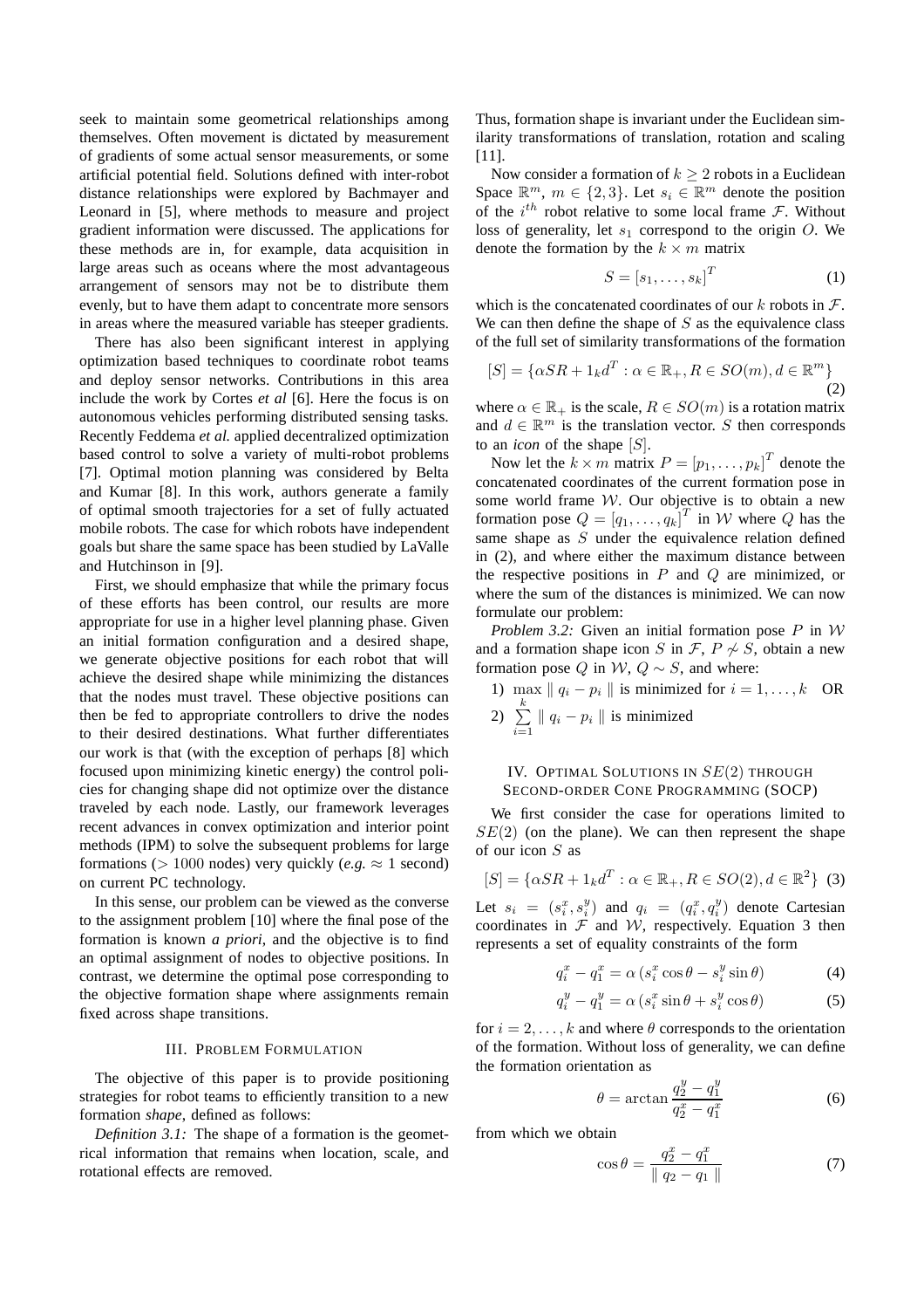seek to maintain some geometrical relationships among themselves. Often movement is dictated by measurement of gradients of some actual sensor measurements, or some artificial potential field. Solutions defined with inter-robot distance relationships were explored by Bachmayer and Leonard in [5], where methods to measure and project gradient information were discussed. The applications for these methods are in, for example, data acquisition in large areas such as oceans where the most advantageous arrangement of sensors may not be to distribute them evenly, but to have them adapt to concentrate more sensors in areas where the measured variable has steeper gradients.

There has also been significant interest in applying optimization based techniques to coordinate robot teams and deploy sensor networks. Contributions in this area include the work by Cortes *et al* [6]. Here the focus is on autonomous vehicles performing distributed sensing tasks. Recently Feddema *et al.* applied decentralized optimization based control to solve a variety of multi-robot problems [7]. Optimal motion planning was considered by Belta and Kumar [8]. In this work, authors generate a family of optimal smooth trajectories for a set of fully actuated mobile robots. The case for which robots have independent goals but share the same space has been studied by LaValle and Hutchinson in [9].

First, we should emphasize that while the primary focus of these efforts has been control, our results are more appropriate for use in a higher level planning phase. Given an initial formation configuration and a desired shape, we generate objective positions for each robot that will achieve the desired shape while minimizing the distances that the nodes must travel. These objective positions can then be fed to appropriate controllers to drive the nodes to their desired destinations. What further differentiates our work is that (with the exception of perhaps [8] which focused upon minimizing kinetic energy) the control policies for changing shape did not optimize over the distance traveled by each node. Lastly, our framework leverages recent advances in convex optimization and interior point methods (IPM) to solve the subsequent problems for large formations ($> 1000$ nodes) very quickly (*e.g.* $\approx 1$ second) on current PC technology.

In this sense, our problem can be viewed as the converse to the assignment problem [10] where the final pose of the formation is known *a priori*, and the objective is to find an optimal assignment of nodes to objective positions. In contrast, we determine the optimal pose corresponding to the objective formation shape where assignments remain fixed across shape transitions.

## III. Problem Formulation

The objective of this paper is to provide positioning strategies for robot teams to efficiently transition to a new formation *shape*, defined as follows:

*Definition 3.1:* The shape of a formation is the geometrical information that remains when location, scale, and rotational effects are removed.

Thus, formation shape is invariant under the Euclidean similarity transformations of translation, rotation and scaling [11].

Now consider a formation of $k \geq 2$ robots in a Euclidean Space $\mathbb{R}^m$, $m \in \{2, 3\}$. Let $s_i \in \mathbb{R}^m$ denote the position of the $i^{th}$ robot relative to some local frame $\mathcal{F}$. Without loss of generality, let $s_1$ correspond to the origin $O$. We denote the formation by the $k \times m$ matrix

$$S = [s_1, \ldots, s_k]^T \tag{1}$$

which is the concatenated coordinates of our $k$ robots in $\mathcal{F}$. We can then define the shape of $S$ as the equivalence class of the full set of similarity transformations of the formation

$$[S] = \{\alpha S R + 1_k d^T : \alpha \in \mathbb{R}_+, R \in SO(m), d \in \mathbb{R}^m\} \tag{2}$$

where $\alpha \in \mathbb{R}_+$ is the scale, $R \in SO(m)$ is a rotation matrix and $d \in \mathbb{R}^m$ is the translation vector. $S$ then corresponds to an *icon* of the shape $[S]$.

Now let the $k \times m$ matrix $P = [p_1, \ldots, p_k]^T$ denote the concatenated coordinates of the current formation pose in some world frame $\mathcal{W}$. Our objective is to obtain a new formation pose $Q = [q_1, \ldots, q_k]^T$ in $\mathcal{W}$ where $Q$ has the same shape as $S$ under the equivalence relation defined in (2), and where either the maximum distance between the respective positions in $P$ and $Q$ are minimized, or where the sum of the distances is minimized. We can now formulate our problem:

*Problem 3.2:* Given an initial formation pose $P$ in $\mathcal{W}$ and a formation shape icon $S$ in $\mathcal{F}$, $P \nsim S$, obtain a new formation pose $Q$ in $\mathcal{W}$, $Q \sim S$, and where:

1) $\max_k \parallel q_i - p_i \parallel$ is minimized for $i = 1, \ldots, k$ OR
2) $\sum_{i=1}^{k} \parallel q_i - p_i \parallel$ is minimized

## IV. Optimal Solutions in $SE(2)$ through Second-order Cone Programming (SOCP)

We first consider the case for operations limited to $SE(2)$ (on the plane). We can then represent the shape of our icon $S$ as

$$[S] = \{\alpha S R + 1_k d^T : \alpha \in \mathbb{R}_+, R \in SO(2), d \in \mathbb{R}^2\} \tag{3}$$

Let $s_i = (s_i^x, s_i^y)$ and $q_i = (q_i^x, q_i^y)$ denote Cartesian coordinates in $\mathcal{F}$ and $\mathcal{W}$, respectively. Equation 3 then represents a set of equality constraints of the form

$$q_i^x - q_1^x = \alpha \left( s_i^x \cos\theta - s_i^y \sin\theta \right) \tag{4}$$

$$q_i^y - q_1^y = \alpha \left( s_i^x \sin\theta + s_i^y \cos\theta \right) \tag{5}$$

for $i = 2, \ldots, k$ and where $\theta$ corresponds to the orientation of the formation. Without loss of generality, we can define the formation orientation as

$$\theta = \arctan \frac{q_2^y - q_1^y}{q_2^x - q_1^x} \tag{6}$$

from which we obtain

$$\cos\theta = \frac{q_2^x - q_1^x}{\parallel q_2 - q_1 \parallel} \tag{7}$$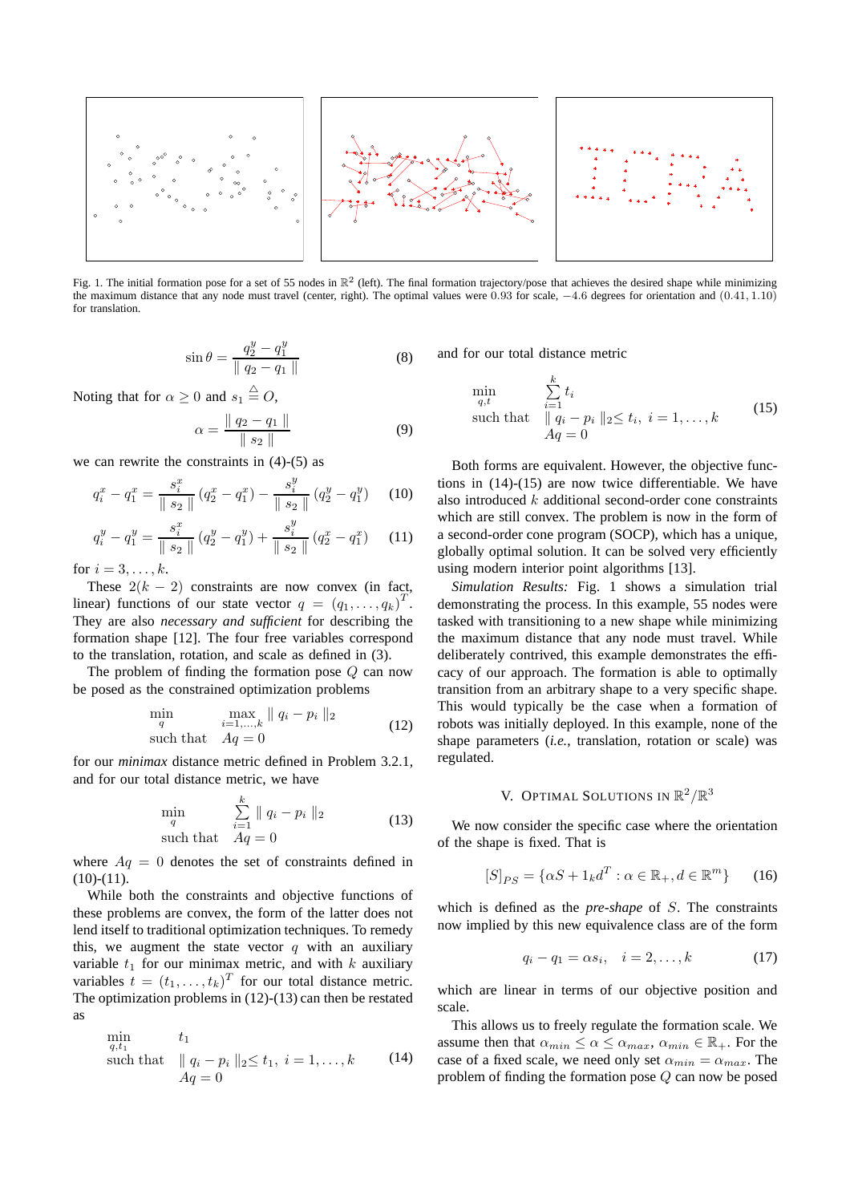Fig. 1. The initial formation pose for a set of 55 nodes in $\mathbb{R}^2$ (left). The final formation trajectory/pose that achieves the desired shape while minimizing the maximum distance that any node must travel (center, right). The optimal values were 0.93 for scale, $-4.6$ degrees for orientation and $(0.41, 1.10)$ for translation.

$$\sin\theta = \frac{q_2^y - q_1^y}{\| q_2 - q_1 \|} \tag{8}$$

Noting that for $\alpha \geq 0$ and $s_1 \triangleq O$,

$$\alpha = \frac{\| q_2 - q_1 \|}{\| s_2 \|} \tag{9}$$

we can rewrite the constraints in (4)-(5) as

$$q_i^x - q_1^x = \frac{s_i^x}{\| s_2 \|}(q_2^x - q_1^x) - \frac{s_i^y}{\| s_2 \|}(q_2^y - q_1^y) \tag{10}$$

$$q_i^y - q_1^y = \frac{s_i^x}{\| s_2 \|}(q_2^y - q_1^y) + \frac{s_i^y}{\| s_2 \|}(q_2^x - q_1^x) \tag{11}$$

for $i = 3, \ldots, k$.

These $2(k-2)$ constraints are now convex (in fact, linear) functions of our state vector $q = (q_1, \ldots, q_k)^T$. They are also *necessary and sufficient* for describing the formation shape [12]. The four free variables correspond to the translation, rotation, and scale as defined in (3).

The problem of finding the formation pose $Q$ can now be posed as the constrained optimization problems

$$\begin{array}{ll} \min\limits_{q} & \max\limits_{i=1,\ldots,k} \| q_i - p_i \|_2 \\ \text{such that} & Aq = 0 \end{array} \tag{12}$$

for our *minimax* distance metric defined in Problem 3.2.1, and for our total distance metric, we have

$$\begin{array}{ll} \min\limits_{q} & \sum\limits_{i=1}^{k} \| q_i - p_i \|_2 \\ \text{such that} & Aq = 0 \end{array} \tag{13}$$

where $Aq = 0$ denotes the set of constraints defined in (10)-(11).

While both the constraints and objective functions of these problems are convex, the form of the latter does not lend itself to traditional optimization techniques. To remedy this, we augment the state vector $q$ with an auxiliary variable $t_1$ for our minimax metric, and with $k$ auxiliary variables $t = (t_1, \ldots, t_k)^T$ for our total distance metric. The optimization problems in (12)-(13) can then be restated as

$$\begin{array}{ll} \min\limits_{q,t_1} & t_1 \\ \text{such that} & \| q_i - p_i \|_2 \leq t_1, \; i = 1, \ldots, k \\ & Aq = 0 \end{array} \tag{14}$$

and for our total distance metric

$$\begin{array}{ll} \min\limits_{q,t} & \sum\limits_{i=1}^{k} t_i \\ \text{such that} & \| q_i - p_i \|_2 \leq t_i, \; i = 1, \ldots, k \\ & Aq = 0 \end{array} \tag{15}$$

Both forms are equivalent. However, the objective functions in (14)-(15) are now twice differentiable. We have also introduced $k$ additional second-order cone constraints which are still convex. The problem is now in the form of a second-order cone program (SOCP), which has a unique, globally optimal solution. It can be solved very efficiently using modern interior point algorithms [13].

*Simulation Results:* Fig. 1 shows a simulation trial demonstrating the process. In this example, 55 nodes were tasked with transitioning to a new shape while minimizing the maximum distance that any node must travel. While deliberately contrived, this example demonstrates the efficacy of our approach. The formation is able to optimally transition from an arbitrary shape to a very specific shape. This would typically be the case when a formation of robots was initially deployed. In this example, none of the shape parameters (*i.e.*, translation, rotation or scale) was regulated.

## V. Optimal Solutions in $\mathbb{R}^2/\mathbb{R}^3$

We now consider the specific case where the orientation of the shape is fixed. That is

$$[S]_{PS} = \{\alpha S + 1_k d^T : \alpha \in \mathbb{R}_+, d \in \mathbb{R}^m\} \tag{16}$$

which is defined as the *pre-shape* of $S$. The constraints now implied by this new equivalence class are of the form

$$q_i - q_1 = \alpha s_i, \quad i = 2, \ldots, k \tag{17}$$

which are linear in terms of our objective position and scale.

This allows us to freely regulate the formation scale. We assume then that $\alpha_{min} \leq \alpha \leq \alpha_{max}$, $\alpha_{min} \in \mathbb{R}_+$. For the case of a fixed scale, we need only set $\alpha_{min} = \alpha_{max}$. The problem of finding the formation pose $Q$ can now be posed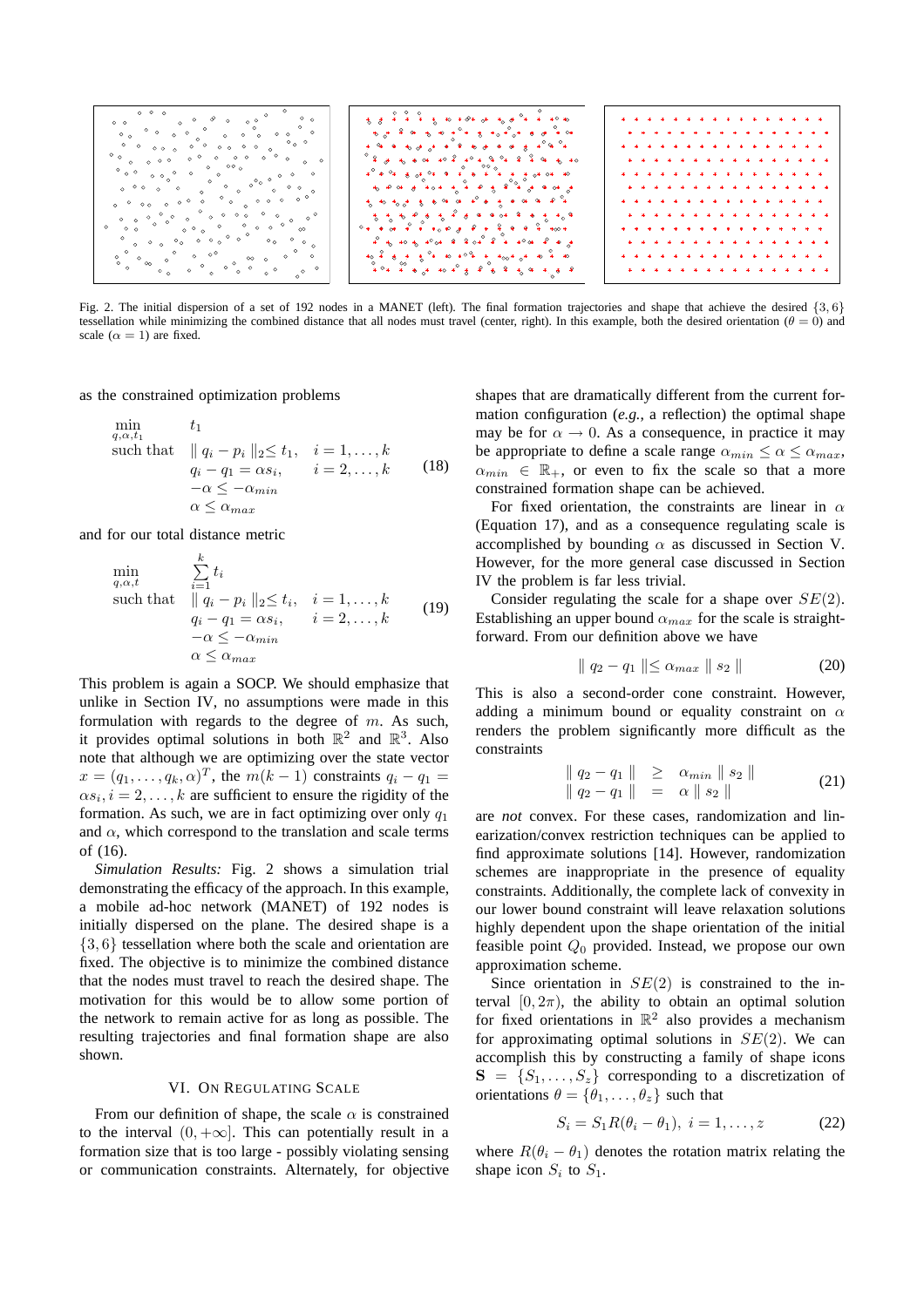Fig. 2. The initial dispersion of a set of 192 nodes in a MANET (left). The final formation trajectories and shape that achieve the desired $\{3, 6\}$ tessellation while minimizing the combined distance that all nodes must travel (center, right). In this example, both the desired orientation ($\theta = 0$) and scale ($\alpha = 1$) are fixed.

as the constrained optimization problems

$$
\begin{array}{lll}
\min\limits_{q,\alpha,t_1} & t_1 & \\
\text{such that} & \| q_i - p_i \|_2 \leq t_1, & i = 1, \ldots, k \\
 & q_i - q_1 = \alpha s_i, & i = 2, \ldots, k \\
 & -\alpha \leq -\alpha_{min} & \\
 & \alpha \leq \alpha_{max} &
\end{array}
\tag{18}
$$

and for our total distance metric

$$
\begin{array}{lll}
\min\limits_{q,\alpha,t} & \sum\limits_{i=1}^{k} t_i & \\
\text{such that} & \| q_i - p_i \|_2 \leq t_i, & i = 1, \ldots, k \\
 & q_i - q_1 = \alpha s_i, & i = 2, \ldots, k \\
 & -\alpha \leq -\alpha_{min} & \\
 & \alpha \leq \alpha_{max} &
\end{array}
\tag{19}
$$

This problem is again a SOCP. We should emphasize that unlike in Section IV, no assumptions were made in this formulation with regards to the degree of $m$. As such, it provides optimal solutions in both $\mathbb{R}^2$ and $\mathbb{R}^3$. Also note that although we are optimizing over the state vector $x = (q_1, \ldots, q_k, \alpha)^T$, the $m(k-1)$ constraints $q_i - q_1 = \alpha s_i, i = 2, \ldots, k$ are sufficient to ensure the rigidity of the formation. As such, we are in fact optimizing over only $q_1$ and $\alpha$, which correspond to the translation and scale terms of (16).

*Simulation Results:* Fig. 2 shows a simulation trial demonstrating the efficacy of the approach. In this example, a mobile ad-hoc network (MANET) of 192 nodes is initially dispersed on the plane. The desired shape is a $\{3, 6\}$ tessellation where both the scale and orientation are fixed. The objective is to minimize the combined distance that the nodes must travel to reach the desired shape. The motivation for this would be to allow some portion of the network to remain active for as long as possible. The resulting trajectories and final formation shape are also shown.

## VI. On Regulating Scale

From our definition of shape, the scale $\alpha$ is constrained to the interval $(0, +\infty]$. This can potentially result in a formation size that is too large - possibly violating sensing or communication constraints. Alternately, for objective shapes that are dramatically different from the current formation configuration (*e.g.*, a reflection) the optimal shape may be for $\alpha \rightarrow 0$. As a consequence, in practice it may be appropriate to define a scale range $\alpha_{min} \leq \alpha \leq \alpha_{max}$, $\alpha_{min} \in \mathbb{R}_+$, or even to fix the scale so that a more constrained formation shape can be achieved.

For fixed orientation, the constraints are linear in $\alpha$ (Equation 17), and as a consequence regulating scale is accomplished by bounding $\alpha$ as discussed in Section V. However, for the more general case discussed in Section IV the problem is far less trivial.

Consider regulating the scale for a shape over $SE(2)$. Establishing an upper bound $\alpha_{max}$ for the scale is straightforward. From our definition above we have

$$
\| q_2 - q_1 \| \leq \alpha_{max} \| s_2 \| \tag{20}
$$

This is also a second-order cone constraint. However, adding a minimum bound or equality constraint on $\alpha$ renders the problem significantly more difficult as the constraints

$$
\begin{array}{lll}
\| q_2 - q_1 \| & \geq & \alpha_{min} \| s_2 \| \\
\| q_2 - q_1 \| & = & \alpha \| s_2 \|
\end{array}
\tag{21}
$$

are *not* convex. For these cases, randomization and linearization/convex restriction techniques can be applied to find approximate solutions [14]. However, randomization schemes are inappropriate in the presence of equality constraints. Additionally, the complete lack of convexity in our lower bound constraint will leave relaxation solutions highly dependent upon the shape orientation of the initial feasible point $Q_0$ provided. Instead, we propose our own approximation scheme.

Since orientation in $SE(2)$ is constrained to the interval $[0, 2\pi)$, the ability to obtain an optimal solution for fixed orientations in $\mathbb{R}^2$ also provides a mechanism for approximating optimal solutions in $SE(2)$. We can accomplish this by constructing a family of shape icons $\mathbf{S} = \{S_1, \ldots, S_z\}$ corresponding to a discretization of orientations $\theta = \{\theta_1, \ldots, \theta_z\}$ such that

$$
S_i = S_1 R(\theta_i - \theta_1), \; i = 1, \ldots, z \tag{22}
$$

where $R(\theta_i - \theta_1)$ denotes the rotation matrix relating the shape icon $S_i$ to $S_1$.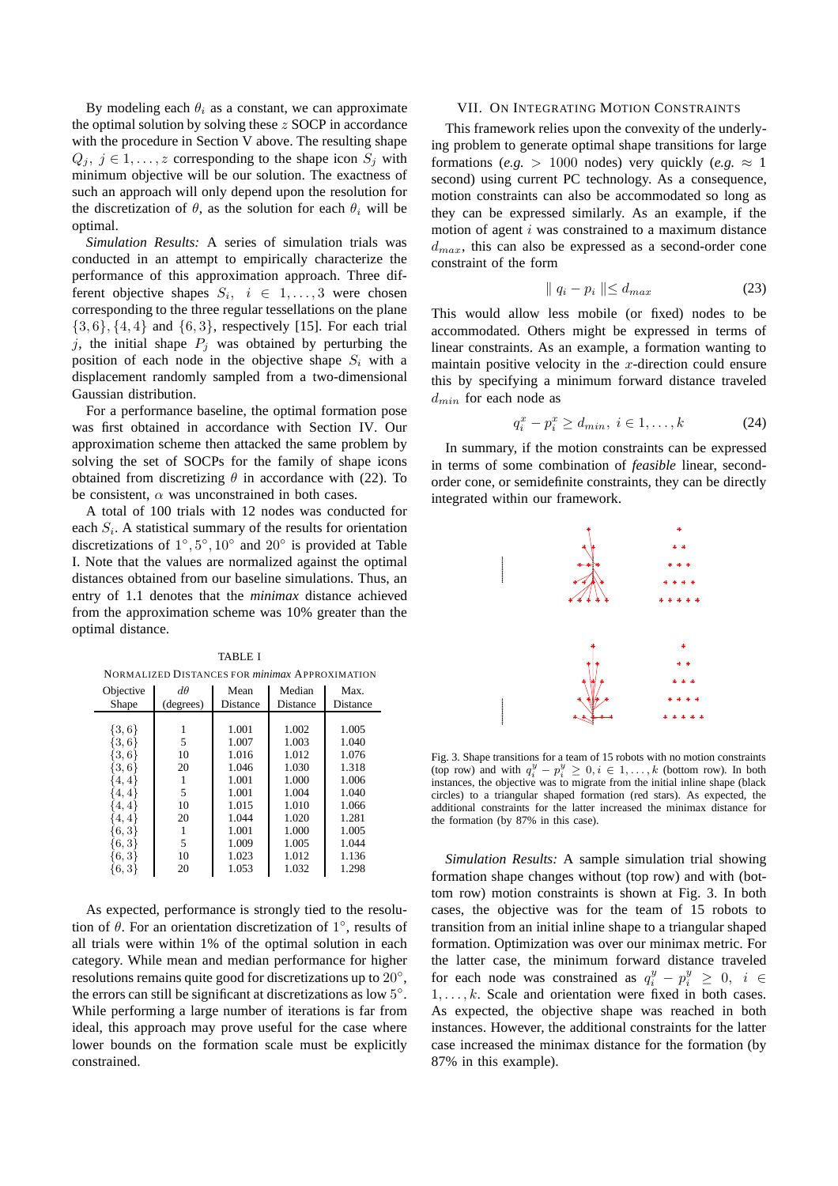By modeling each $\theta_i$ as a constant, we can approximate the optimal solution by solving these $z$ SOCP in accordance with the procedure in Section V above. The resulting shape $Q_j,\ j \in 1,\ldots,z$ corresponding to the shape icon $S_j$ with minimum objective will be our solution. The exactness of such an approach will only depend upon the resolution for the discretization of $\theta$, as the solution for each $\theta_i$ will be optimal.

*Simulation Results:* A series of simulation trials was conducted in an attempt to empirically characterize the performance of this approximation approach. Three different objective shapes $S_i,\ i \in 1,\ldots,3$ were chosen corresponding to the three regular tessellations on the plane $\{3,6\}, \{4,4\}$ and $\{6,3\}$, respectively [15]. For each trial $j$, the initial shape $P_j$ was obtained by perturbing the position of each node in the objective shape $S_i$ with a displacement randomly sampled from a two-dimensional Gaussian distribution.

For a performance baseline, the optimal formation pose was first obtained in accordance with Section IV. Our approximation scheme then attacked the same problem by solving the set of SOCPs for the family of shape icons obtained from discretizing $\theta$ in accordance with (22). To be consistent, $\alpha$ was unconstrained in both cases.

A total of 100 trials with 12 nodes was conducted for each $S_i$. A statistical summary of the results for orientation discretizations of $1^\circ, 5^\circ, 10^\circ$ and $20^\circ$ is provided at Table I. Note that the values are normalized against the optimal distances obtained from our baseline simulations. Thus, an entry of 1.1 denotes that the *minimax* distance achieved from the approximation scheme was 10% greater than the optimal distance.

TABLE I

NORMALIZED DISTANCES FOR *minimax* APPROXIMATION

| Objective Shape | $d\theta$ (degrees) | Mean Distance | Median Distance | Max. Distance |
|---|---|---|---|---|
| $\{3,6\}$ | 1 | 1.001 | 1.002 | 1.005 |
| $\{3,6\}$ | 5 | 1.007 | 1.003 | 1.040 |
| $\{3,6\}$ | 10 | 1.016 | 1.012 | 1.076 |
| $\{3,6\}$ | 20 | 1.046 | 1.030 | 1.318 |
| $\{4,4\}$ | 1 | 1.001 | 1.000 | 1.006 |
| $\{4,4\}$ | 5 | 1.001 | 1.004 | 1.040 |
| $\{4,4\}$ | 10 | 1.015 | 1.010 | 1.066 |
| $\{4,4\}$ | 20 | 1.044 | 1.020 | 1.281 |
| $\{6,3\}$ | 1 | 1.001 | 1.000 | 1.005 |
| $\{6,3\}$ | 5 | 1.009 | 1.005 | 1.044 |
| $\{6,3\}$ | 10 | 1.023 | 1.012 | 1.136 |
| $\{6,3\}$ | 20 | 1.053 | 1.032 | 1.298 |

As expected, performance is strongly tied to the resolution of $\theta$. For an orientation discretization of $1^\circ$, results of all trials were within 1% of the optimal solution in each category. While mean and median performance for higher resolutions remains quite good for discretizations up to $20^\circ$, the errors can still be significant at discretizations as low $5^\circ$. While performing a large number of iterations is far from ideal, this approach may prove useful for the case where lower bounds on the formation scale must be explicitly constrained.

## VII. ON INTEGRATING MOTION CONSTRAINTS

This framework relies upon the convexity of the underlying problem to generate optimal shape transitions for large formations (*e.g.* $> 1000$ nodes) very quickly (*e.g.* $\approx 1$ second) using current PC technology. As a consequence, motion constraints can also be accommodated so long as they can be expressed similarly. As an example, if the motion of agent $i$ was constrained to a maximum distance $d_{max}$, this can also be expressed as a second-order cone constraint of the form

$$\| q_i - p_i \| \leq d_{max} \tag{23}$$

This would allow less mobile (or fixed) nodes to be accommodated. Others might be expressed in terms of linear constraints. As an example, a formation wanting to maintain positive velocity in the $x$-direction could ensure this by specifying a minimum forward distance traveled $d_{min}$ for each node as

$$q_i^x - p_i^x \geq d_{min},\ i \in 1,\ldots,k \tag{24}$$

In summary, if the motion constraints can be expressed in terms of some combination of *feasible* linear, second-order cone, or semidefinite constraints, they can be directly integrated within our framework.

Fig. 3. Shape transitions for a team of 15 robots with no motion constraints (top row) and with $q_i^y - p_i^y \geq 0, i \in 1,\ldots,k$ (bottom row). In both instances, the objective was to migrate from the initial inline shape (black circles) to a triangular shaped formation (red stars). As expected, the additional constraints for the latter increased the minimax distance for the formation (by 87% in this case).

*Simulation Results:* A sample simulation trial showing formation shape changes without (top row) and with (bottom row) motion constraints is shown at Fig. 3. In both cases, the objective was for the team of 15 robots to transition from an initial inline shape to a triangular shaped formation. Optimization was over our minimax metric. For the latter case, the minimum forward distance traveled for each node was constrained as $q_i^y - p_i^y \geq 0,\ i \in 1,\ldots,k$. Scale and orientation were fixed in both cases. As expected, the objective shape was reached in both instances. However, the additional constraints for the latter case increased the minimax distance for the formation (by 87% in this example).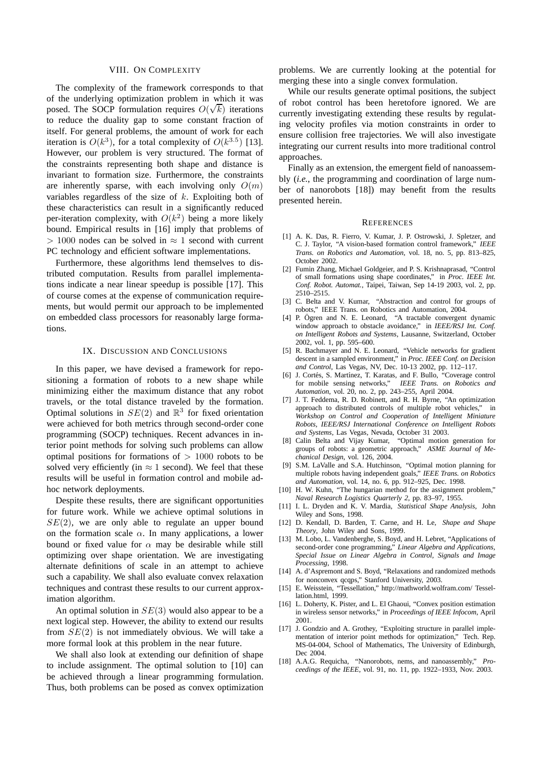## VIII. On Complexity

The complexity of the framework corresponds to that of the underlying optimization problem in which it was posed. The SOCP formulation requires $O(\sqrt{k})$ iterations to reduce the duality gap to some constant fraction of itself. For general problems, the amount of work for each iteration is $O(k^3)$, for a total complexity of $O(k^{3.5})$ [13]. However, our problem is very structured. The format of the constraints representing both shape and distance is invariant to formation size. Furthermore, the constraints are inherently sparse, with each involving only $O(m)$ variables regardless of the size of $k$. Exploiting both of these characteristics can result in a significantly reduced per-iteration complexity, with $O(k^2)$ being a more likely bound. Empirical results in [16] imply that problems of $> 1000$ nodes can be solved in $\approx 1$ second with current PC technology and efficient software implementations.

Furthermore, these algorithms lend themselves to distributed computation. Results from parallel implementations indicate a near linear speedup is possible [17]. This of course comes at the expense of communication requirements, but would permit our approach to be implemented on embedded class processors for reasonably large formations.

## IX. Discussion and Conclusions

In this paper, we have devised a framework for repositioning a formation of robots to a new shape while minimizing either the maximum distance that any robot travels, or the total distance traveled by the formation. Optimal solutions in $SE(2)$ and $\mathbb{R}^3$ for fixed orientation were achieved for both metrics through second-order cone programming (SOCP) techniques. Recent advances in interior point methods for solving such problems can allow optimal positions for formations of $> 1000$ robots to be solved very efficiently (in $\approx 1$ second). We feel that these results will be useful in formation control and mobile ad-hoc network deployments.

Despite these results, there are significant opportunities for future work. While we achieve optimal solutions in $SE(2)$, we are only able to regulate an upper bound on the formation scale $\alpha$. In many applications, a lower bound or fixed value for $\alpha$ may be desirable while still optimizing over shape orientation. We are investigating alternate definitions of scale in an attempt to achieve such a capability. We shall also evaluate convex relaxation techniques and contrast these results to our current approximation algorithm.

An optimal solution in $SE(3)$ would also appear to be a next logical step. However, the ability to extend our results from $SE(2)$ is not immediately obvious. We will take a more formal look at this problem in the near future.

We shall also look at extending our definition of shape to include assignment. The optimal solution to [10] can be achieved through a linear programming formulation. Thus, both problems can be posed as convex optimization problems. We are currently looking at the potential for merging these into a single convex formulation.

While our results generate optimal positions, the subject of robot control has been heretofore ignored. We are currently investigating extending these results by regulating velocity profiles via motion constraints in order to ensure collision free trajectories. We will also investigate integrating our current results into more traditional control approaches.

Finally as an extension, the emergent field of nanoassembly (*i.e.*, the programming and coordination of large number of nanorobots [18]) may benefit from the results presented herein.

## References

[1] A. K. Das, R. Fierro, V. Kumar, J. P. Ostrowski, J. Spletzer, and C. J. Taylor, "A vision-based formation control framework," *IEEE Trans. on Robotics and Automation*, vol. 18, no. 5, pp. 813–825, October 2002.

[2] Fumin Zhang, Michael Goldgeier, and P. S. Krishnaprasad, "Control of small formations using shape coordinates," in *Proc. IEEE Int. Conf. Robot. Automat.*, Taipei, Taiwan, Sep 14-19 2003, vol. 2, pp. 2510–2515.

[3] C. Belta and V. Kumar, "Abstraction and control for groups of robots," IEEE Trans. on Robotics and Automation, 2004.

[4] P. Ögren and N. E. Leonard, "A tractable convergent dynamic window approach to obstacle avoidance," in *IEEE/RSJ Int. Conf. on Intelligent Robots and Systems*, Lausanne, Switzerland, October 2002, vol. 1, pp. 595–600.

[5] R. Bachmayer and N. E. Leonard, "Vehicle networks for gradient descent in a sampled environment," in *Proc. IEEE Conf. on Decision and Control*, Las Vegas, NV, Dec. 10-13 2002, pp. 112–117.

[6] J. Cortés, S. Martínez, T. Karatas, and F. Bullo, "Coverage control for mobile sensing networks," *IEEE Trans. on Robotics and Automation*, vol. 20, no. 2, pp. 243–255, April 2004.

[7] J. T. Feddema, R. D. Robinett, and R. H. Byrne, "An optimization approach to distributed controls of multiple robot vehicles," in *Workshop on Control and Cooperation of Intelligent Miniature Robots, IEEE/RSJ International Conference on Intelligent Robots and Systems*, Las Vegas, Nevada, October 31 2003.

[8] Calin Belta and Vijay Kumar, "Optimal motion generation for groups of robots: a geometric approach," *ASME Journal of Mechanical Design*, vol. 126, 2004.

[9] S.M. LaValle and S.A. Hutchinson, "Optimal motion planning for multiple robots having independent goals," *IEEE Trans. on Robotics and Automation*, vol. 14, no. 6, pp. 912–925, Dec. 1998.

[10] H. W. Kuhn, "The hungarian method for the assignment problem," *Naval Research Logistics Quarterly 2*, pp. 83–97, 1955.

[11] I. L. Dryden and K. V. Mardia, *Statistical Shape Analysis*, John Wiley and Sons, 1998.

[12] D. Kendall, D. Barden, T. Carne, and H. Le, *Shape and Shape Theory*, John Wiley and Sons, 1999.

[13] M. Lobo, L. Vandenberghe, S. Boyd, and H. Lebret, "Applications of second-order cone programming," *Linear Algebra and Applications, Special Issue on Linear Algebra in Control, Signals and Image Processing*, 1998.

[14] A. d'Aspremont and S. Boyd, "Relaxations and randomized methods for nonconvex qcqps," Stanford University, 2003.

[15] E. Weisstein, "Tessellation," http://mathworld.wolfram.com/ Tessellation.html, 1999.

[16] L. Doherty, K. Pister, and L. El Ghaoui, "Convex position estimation in wireless sensor networks," in *Proceedings of IEEE Infocom*, April 2001.

[17] J. Gondzio and A. Grothey, "Exploiting structure in parallel implementation of interior point methods for optimization," Tech. Rep. MS-04-004, School of Mathematics, The University of Edinburgh, Dec 2004.

[18] A.A.G. Requicha, "Nanorobots, nems, and nanoassembly," *Proceedings of the IEEE*, vol. 91, no. 11, pp. 1922–1933, Nov. 2003.